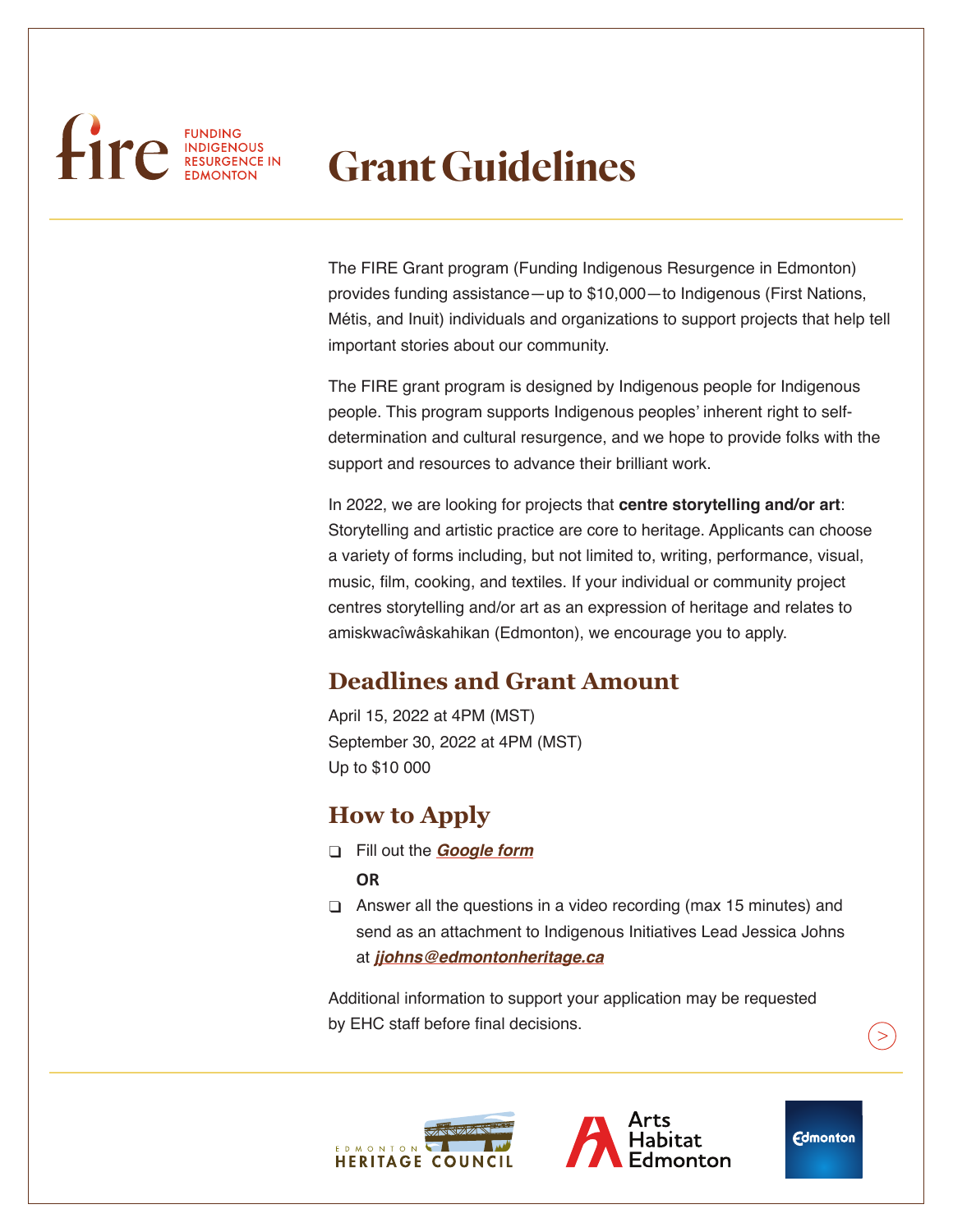# fire

FUNDING INDIGENOUS RESURGENCE IN EDMONTON

# Grant Guidelines

The FIRE Grant program (Funding Indigenous Resurgence in Edmonton) provides funding assistance—up to $10,000—to Indigenous (First Nations, Métis, and Inuit) individuals and organizations to support projects that help tell important stories about our community.

The FIRE grant program is designed by Indigenous people for Indigenous people. This program supports Indigenous peoples' inherent right to self-determination and cultural resurgence, and we hope to provide folks with the support and resources to advance their brilliant work.

In 2022, we are looking for projects that **centre storytelling and/or art**: Storytelling and artistic practice are core to heritage. Applicants can choose a variety of forms including, but not limited to, writing, performance, visual, music, film, cooking, and textiles. If your individual or community project centres storytelling and/or art as an expression of heritage and relates to amiskwacîwâskahikan (Edmonton), we encourage you to apply.

## Deadlines and Grant Amount

April 15, 2022 at 4PM (MST)
September 30, 2022 at 4PM (MST)
Up to $10 000

## How to Apply

- ❑ Fill out the ***Google form***

  **OR**

- ❑ Answer all the questions in a video recording (max 15 minutes) and send as an attachment to Indigenous Initiatives Lead Jessica Johns at ***jjohns@edmontonheritage.ca***

Additional information to support your application may be requested by EHC staff before final decisions.

EDMONTON HERITAGE COUNCIL

Arts Habitat Edmonton

Edmonton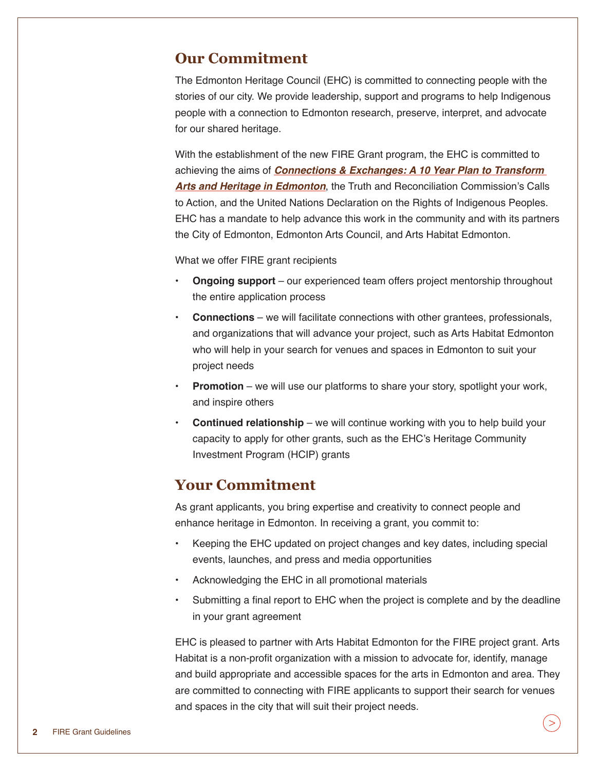## Our Commitment

The Edmonton Heritage Council (EHC) is committed to connecting people with the stories of our city. We provide leadership, support and programs to help Indigenous people with a connection to Edmonton research, preserve, interpret, and advocate for our shared heritage.

With the establishment of the new FIRE Grant program, the EHC is committed to achieving the aims of ***Connections & Exchanges: A 10 Year Plan to Transform Arts and Heritage in Edmonton***, the Truth and Reconciliation Commission's Calls to Action, and the United Nations Declaration on the Rights of Indigenous Peoples. EHC has a mandate to help advance this work in the community and with its partners the City of Edmonton, Edmonton Arts Council, and Arts Habitat Edmonton.

What we offer FIRE grant recipients

- **Ongoing support** – our experienced team offers project mentorship throughout the entire application process
- **Connections** – we will facilitate connections with other grantees, professionals, and organizations that will advance your project, such as Arts Habitat Edmonton who will help in your search for venues and spaces in Edmonton to suit your project needs
- **Promotion** – we will use our platforms to share your story, spotlight your work, and inspire others
- **Continued relationship** – we will continue working with you to help build your capacity to apply for other grants, such as the EHC's Heritage Community Investment Program (HCIP) grants

## Your Commitment

As grant applicants, you bring expertise and creativity to connect people and enhance heritage in Edmonton. In receiving a grant, you commit to:

- Keeping the EHC updated on project changes and key dates, including special events, launches, and press and media opportunities
- Acknowledging the EHC in all promotional materials
- Submitting a final report to EHC when the project is complete and by the deadline in your grant agreement

EHC is pleased to partner with Arts Habitat Edmonton for the FIRE project grant. Arts Habitat is a non-profit organization with a mission to advocate for, identify, manage and build appropriate and accessible spaces for the arts in Edmonton and area. They are committed to connecting with FIRE applicants to support their search for venues and spaces in the city that will suit their project needs.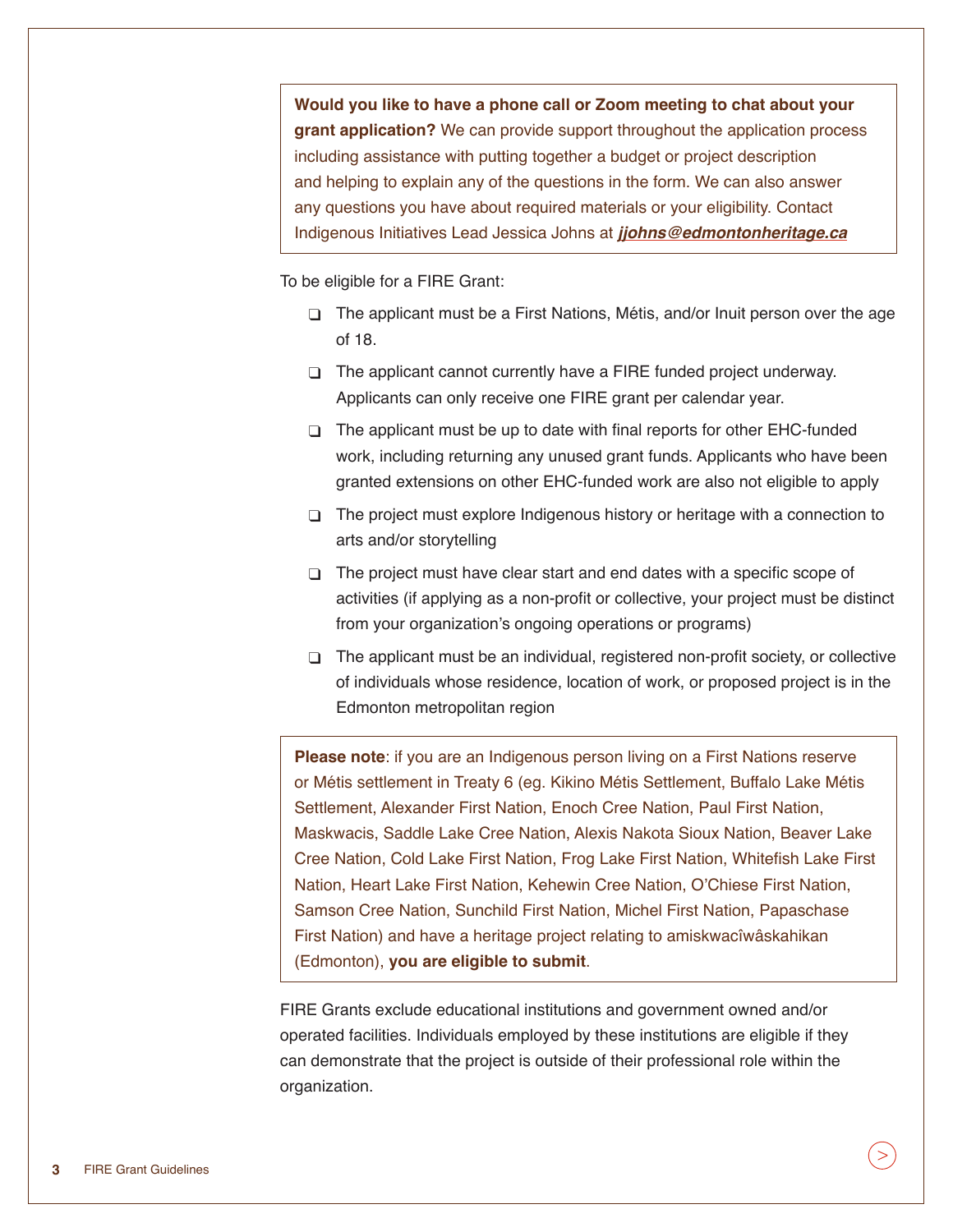**Would you like to have a phone call or Zoom meeting to chat about your grant application?** We can provide support throughout the application process including assistance with putting together a budget or project description and helping to explain any of the questions in the form. We can also answer any questions you have about required materials or your eligibility. Contact Indigenous Initiatives Lead Jessica Johns at ***jjohns@edmontonheritage.ca***

To be eligible for a FIRE Grant:

- The applicant must be a First Nations, Métis, and/or Inuit person over the age of 18.
- The applicant cannot currently have a FIRE funded project underway. Applicants can only receive one FIRE grant per calendar year.
- The applicant must be up to date with final reports for other EHC-funded work, including returning any unused grant funds. Applicants who have been granted extensions on other EHC-funded work are also not eligible to apply
- The project must explore Indigenous history or heritage with a connection to arts and/or storytelling
- The project must have clear start and end dates with a specific scope of activities (if applying as a non-profit or collective, your project must be distinct from your organization's ongoing operations or programs)
- The applicant must be an individual, registered non-profit society, or collective of individuals whose residence, location of work, or proposed project is in the Edmonton metropolitan region

**Please note**: if you are an Indigenous person living on a First Nations reserve or Métis settlement in Treaty 6 (eg. Kikino Métis Settlement, Buffalo Lake Métis Settlement, Alexander First Nation, Enoch Cree Nation, Paul First Nation, Maskwacis, Saddle Lake Cree Nation, Alexis Nakota Sioux Nation, Beaver Lake Cree Nation, Cold Lake First Nation, Frog Lake First Nation, Whitefish Lake First Nation, Heart Lake First Nation, Kehewin Cree Nation, O'Chiese First Nation, Samson Cree Nation, Sunchild First Nation, Michel First Nation, Papaschase First Nation) and have a heritage project relating to amiskwacîwâskahikan (Edmonton), **you are eligible to submit**.

FIRE Grants exclude educational institutions and government owned and/or operated facilities. Individuals employed by these institutions are eligible if they can demonstrate that the project is outside of their professional role within the organization.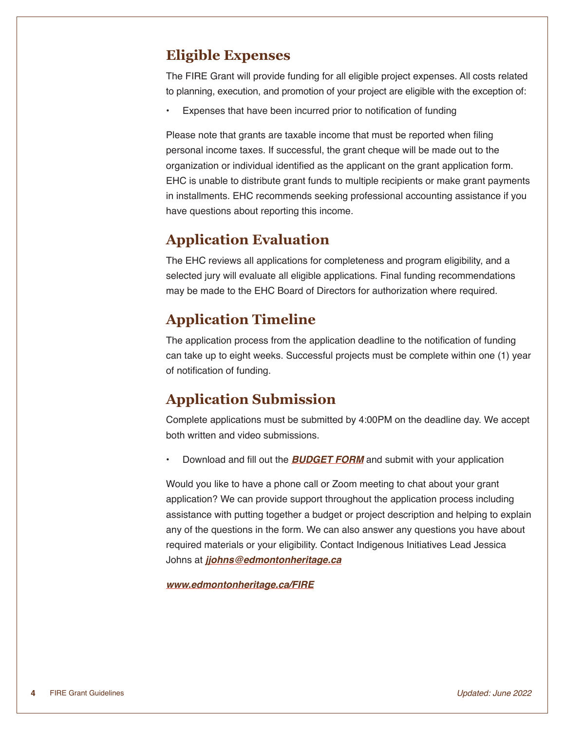## Eligible Expenses

The FIRE Grant will provide funding for all eligible project expenses. All costs related to planning, execution, and promotion of your project are eligible with the exception of:

- Expenses that have been incurred prior to notification of funding

Please note that grants are taxable income that must be reported when filing personal income taxes. If successful, the grant cheque will be made out to the organization or individual identified as the applicant on the grant application form. EHC is unable to distribute grant funds to multiple recipients or make grant payments in installments. EHC recommends seeking professional accounting assistance if you have questions about reporting this income.

## Application Evaluation

The EHC reviews all applications for completeness and program eligibility, and a selected jury will evaluate all eligible applications. Final funding recommendations may be made to the EHC Board of Directors for authorization where required.

## Application Timeline

The application process from the application deadline to the notification of funding can take up to eight weeks. Successful projects must be complete within one (1) year of notification of funding.

## Application Submission

Complete applications must be submitted by 4:00PM on the deadline day. We accept both written and video submissions.

- Download and fill out the ***BUDGET FORM*** and submit with your application

Would you like to have a phone call or Zoom meeting to chat about your grant application? We can provide support throughout the application process including assistance with putting together a budget or project description and helping to explain any of the questions in the form. We can also answer any questions you have about required materials or your eligibility. Contact Indigenous Initiatives Lead Jessica Johns at ***jjohns@edmontonheritage.ca***

***www.edmontonheritage.ca/FIRE***